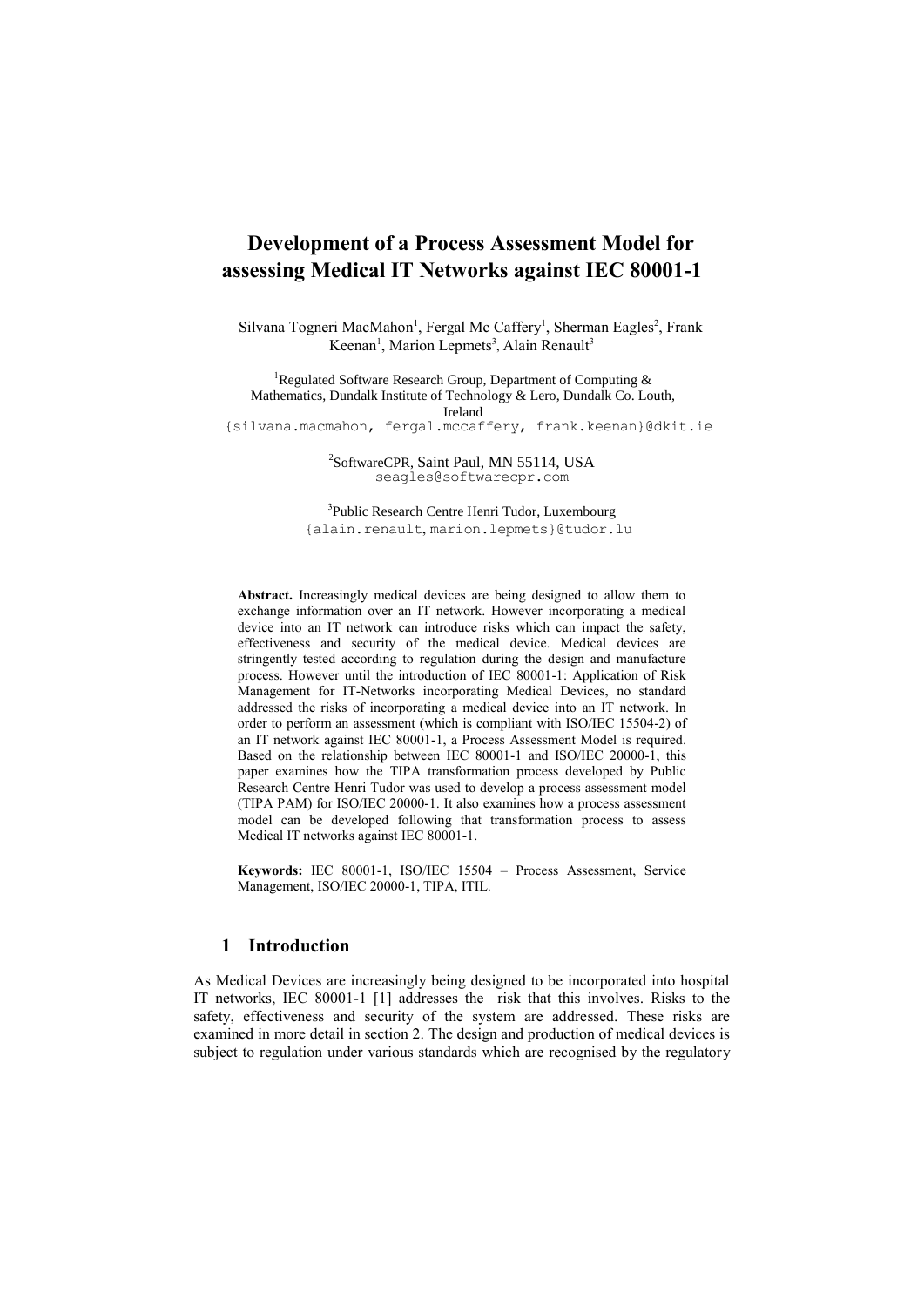# Development of a Process Assessment Model for assessing Medical IT Networks against IEC 80001-1

Silvana Togneri MacMahon[1], Fergal Mc Caffery[1], Sherman Eagles[2], Frank Keenan[1], Marion Lepmets[3], Alain Renault[3]

[1]Regulated Software Research Group, Department of Computing & Mathematics, Dundalk Institute of Technology & Lero, Dundalk Co. Louth, Ireland
{silvana.macmahon, fergal.mccaffery, frank.keenan}@dkit.ie

[2]SoftwareCPR, Saint Paul, MN 55114, USA
seagles@softwarecpr.com

[3]Public Research Centre Henri Tudor, Luxembourg
{alain.renault, marion.lepmets}@tudor.lu

**Abstract.** Increasingly medical devices are being designed to allow them to exchange information over an IT network. However incorporating a medical device into an IT network can introduce risks which can impact the safety, effectiveness and security of the medical device. Medical devices are stringently tested according to regulation during the design and manufacture process. However until the introduction of IEC 80001-1: Application of Risk Management for IT-Networks incorporating Medical Devices, no standard addressed the risks of incorporating a medical device into an IT network. In order to perform an assessment (which is compliant with ISO/IEC 15504-2) of an IT network against IEC 80001-1, a Process Assessment Model is required. Based on the relationship between IEC 80001-1 and ISO/IEC 20000-1, this paper examines how the TIPA transformation process developed by Public Research Centre Henri Tudor was used to develop a process assessment model (TIPA PAM) for ISO/IEC 20000-1. It also examines how a process assessment model can be developed following that transformation process to assess Medical IT networks against IEC 80001-1.

**Keywords:** IEC 80001-1, ISO/IEC 15504 – Process Assessment, Service Management, ISO/IEC 20000-1, TIPA, ITIL.

## 1 Introduction

As Medical Devices are increasingly being designed to be incorporated into hospital IT networks, IEC 80001-1 [1] addresses the risk that this involves. Risks to the safety, effectiveness and security of the system are addressed. These risks are examined in more detail in section 2. The design and production of medical devices is subject to regulation under various standards which are recognised by the regulatory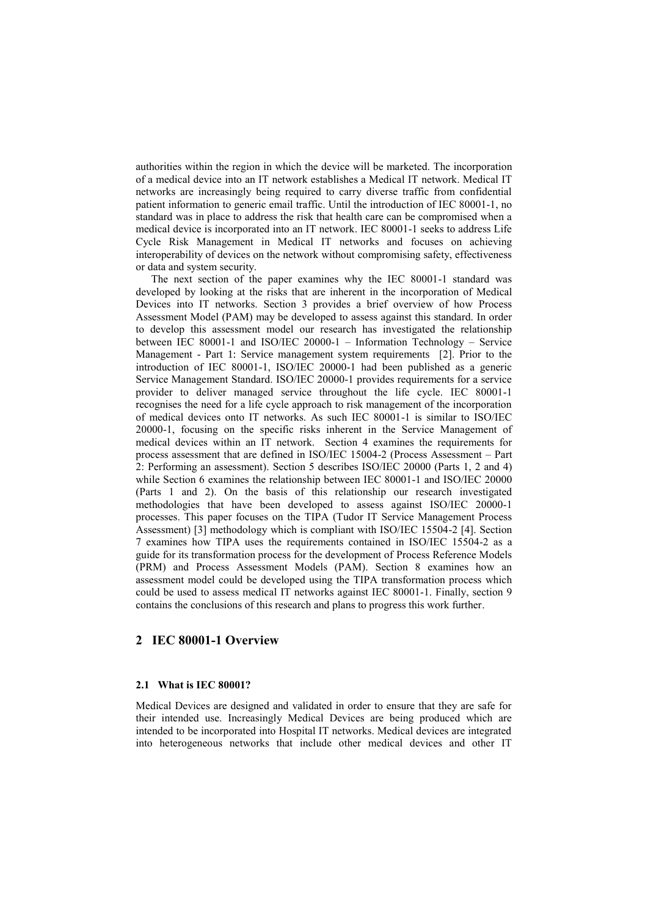authorities within the region in which the device will be marketed. The incorporation of a medical device into an IT network establishes a Medical IT network. Medical IT networks are increasingly being required to carry diverse traffic from confidential patient information to generic email traffic. Until the introduction of IEC 80001-1, no standard was in place to address the risk that health care can be compromised when a medical device is incorporated into an IT network. IEC 80001-1 seeks to address Life Cycle Risk Management in Medical IT networks and focuses on achieving interoperability of devices on the network without compromising safety, effectiveness or data and system security.

The next section of the paper examines why the IEC 80001-1 standard was developed by looking at the risks that are inherent in the incorporation of Medical Devices into IT networks. Section 3 provides a brief overview of how Process Assessment Model (PAM) may be developed to assess against this standard. In order to develop this assessment model our research has investigated the relationship between IEC 80001-1 and ISO/IEC 20000-1 – Information Technology – Service Management - Part 1: Service management system requirements [2]. Prior to the introduction of IEC 80001-1, ISO/IEC 20000-1 had been published as a generic Service Management Standard. ISO/IEC 20000-1 provides requirements for a service provider to deliver managed service throughout the life cycle. IEC 80001-1 recognises the need for a life cycle approach to risk management of the incorporation of medical devices onto IT networks. As such IEC 80001-1 is similar to ISO/IEC 20000-1, focusing on the specific risks inherent in the Service Management of medical devices within an IT network. Section 4 examines the requirements for process assessment that are defined in ISO/IEC 15004-2 (Process Assessment – Part 2: Performing an assessment). Section 5 describes ISO/IEC 20000 (Parts 1, 2 and 4) while Section 6 examines the relationship between IEC 80001-1 and ISO/IEC 20000 (Parts 1 and 2). On the basis of this relationship our research investigated methodologies that have been developed to assess against ISO/IEC 20000-1 processes. This paper focuses on the TIPA (Tudor IT Service Management Process Assessment) [3] methodology which is compliant with ISO/IEC 15504-2 [4]. Section 7 examines how TIPA uses the requirements contained in ISO/IEC 15504-2 as a guide for its transformation process for the development of Process Reference Models (PRM) and Process Assessment Models (PAM). Section 8 examines how an assessment model could be developed using the TIPA transformation process which could be used to assess medical IT networks against IEC 80001-1. Finally, section 9 contains the conclusions of this research and plans to progress this work further.

## 2 IEC 80001-1 Overview

### 2.1 What is IEC 80001?

Medical Devices are designed and validated in order to ensure that they are safe for their intended use. Increasingly Medical Devices are being produced which are intended to be incorporated into Hospital IT networks. Medical devices are integrated into heterogeneous networks that include other medical devices and other IT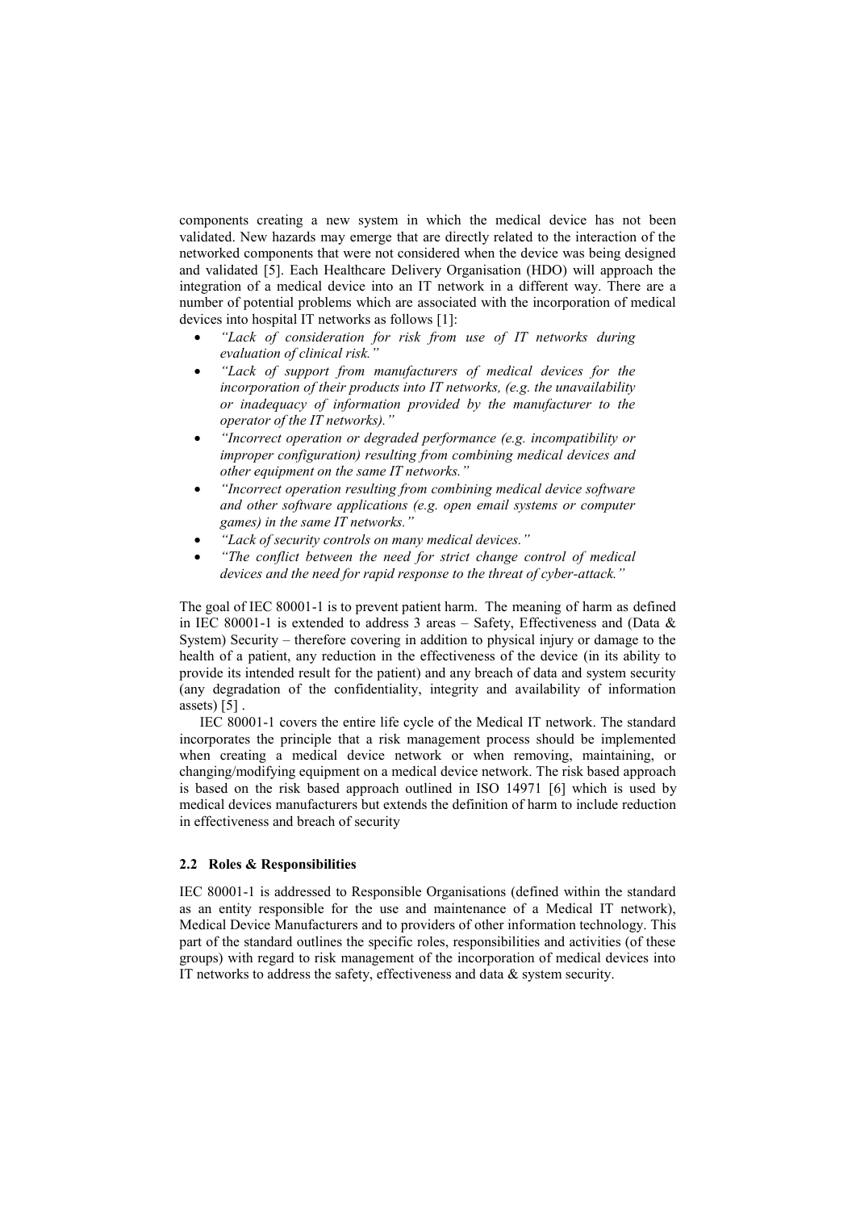components creating a new system in which the medical device has not been validated. New hazards may emerge that are directly related to the interaction of the networked components that were not considered when the device was being designed and validated [5]. Each Healthcare Delivery Organisation (HDO) will approach the integration of a medical device into an IT network in a different way. There are a number of potential problems which are associated with the incorporation of medical devices into hospital IT networks as follows [1]:

- *"Lack of consideration for risk from use of IT networks during evaluation of clinical risk."*
- *"Lack of support from manufacturers of medical devices for the incorporation of their products into IT networks, (e.g. the unavailability or inadequacy of information provided by the manufacturer to the operator of the IT networks)."*
- *"Incorrect operation or degraded performance (e.g. incompatibility or improper configuration) resulting from combining medical devices and other equipment on the same IT networks."*
- *"Incorrect operation resulting from combining medical device software and other software applications (e.g. open email systems or computer games) in the same IT networks."*
- *"Lack of security controls on many medical devices."*
- *"The conflict between the need for strict change control of medical devices and the need for rapid response to the threat of cyber-attack."*

The goal of IEC 80001-1 is to prevent patient harm. The meaning of harm as defined in IEC 80001-1 is extended to address 3 areas – Safety, Effectiveness and (Data & System) Security – therefore covering in addition to physical injury or damage to the health of a patient, any reduction in the effectiveness of the device (in its ability to provide its intended result for the patient) and any breach of data and system security (any degradation of the confidentiality, integrity and availability of information assets) [5] .

IEC 80001-1 covers the entire life cycle of the Medical IT network. The standard incorporates the principle that a risk management process should be implemented when creating a medical device network or when removing, maintaining, or changing/modifying equipment on a medical device network. The risk based approach is based on the risk based approach outlined in ISO 14971 [6] which is used by medical devices manufacturers but extends the definition of harm to include reduction in effectiveness and breach of security

### 2.2 Roles & Responsibilities

IEC 80001-1 is addressed to Responsible Organisations (defined within the standard as an entity responsible for the use and maintenance of a Medical IT network), Medical Device Manufacturers and to providers of other information technology. This part of the standard outlines the specific roles, responsibilities and activities (of these groups) with regard to risk management of the incorporation of medical devices into IT networks to address the safety, effectiveness and data & system security.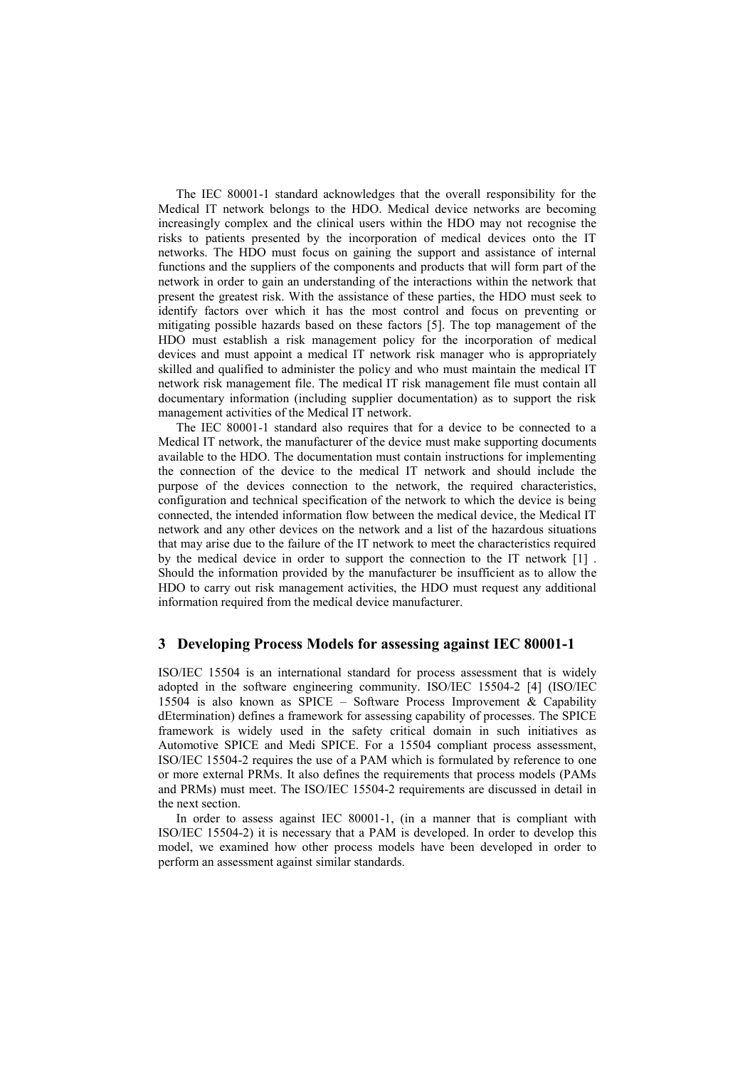The IEC 80001-1 standard acknowledges that the overall responsibility for the Medical IT network belongs to the HDO. Medical device networks are becoming increasingly complex and the clinical users within the HDO may not recognise the risks to patients presented by the incorporation of medical devices onto the IT networks. The HDO must focus on gaining the support and assistance of internal functions and the suppliers of the components and products that will form part of the network in order to gain an understanding of the interactions within the network that present the greatest risk. With the assistance of these parties, the HDO must seek to identify factors over which it has the most control and focus on preventing or mitigating possible hazards based on these factors [5]. The top management of the HDO must establish a risk management policy for the incorporation of medical devices and must appoint a medical IT network risk manager who is appropriately skilled and qualified to administer the policy and who must maintain the medical IT network risk management file. The medical IT risk management file must contain all documentary information (including supplier documentation) as to support the risk management activities of the Medical IT network.

The IEC 80001-1 standard also requires that for a device to be connected to a Medical IT network, the manufacturer of the device must make supporting documents available to the HDO. The documentation must contain instructions for implementing the connection of the device to the medical IT network and should include the purpose of the devices connection to the network, the required characteristics, configuration and technical specification of the network to which the device is being connected, the intended information flow between the medical device, the Medical IT network and any other devices on the network and a list of the hazardous situations that may arise due to the failure of the IT network to meet the characteristics required by the medical device in order to support the connection to the IT network [1] . Should the information provided by the manufacturer be insufficient as to allow the HDO to carry out risk management activities, the HDO must request any additional information required from the medical device manufacturer.

## 3 Developing Process Models for assessing against IEC 80001-1

ISO/IEC 15504 is an international standard for process assessment that is widely adopted in the software engineering community. ISO/IEC 15504-2 [4] (ISO/IEC 15504 is also known as SPICE – Software Process Improvement & Capability dEtermination) defines a framework for assessing capability of processes. The SPICE framework is widely used in the safety critical domain in such initiatives as Automotive SPICE and Medi SPICE. For a 15504 compliant process assessment, ISO/IEC 15504-2 requires the use of a PAM which is formulated by reference to one or more external PRMs. It also defines the requirements that process models (PAMs and PRMs) must meet. The ISO/IEC 15504-2 requirements are discussed in detail in the next section.

In order to assess against IEC 80001-1, (in a manner that is compliant with ISO/IEC 15504-2) it is necessary that a PAM is developed. In order to develop this model, we examined how other process models have been developed in order to perform an assessment against similar standards.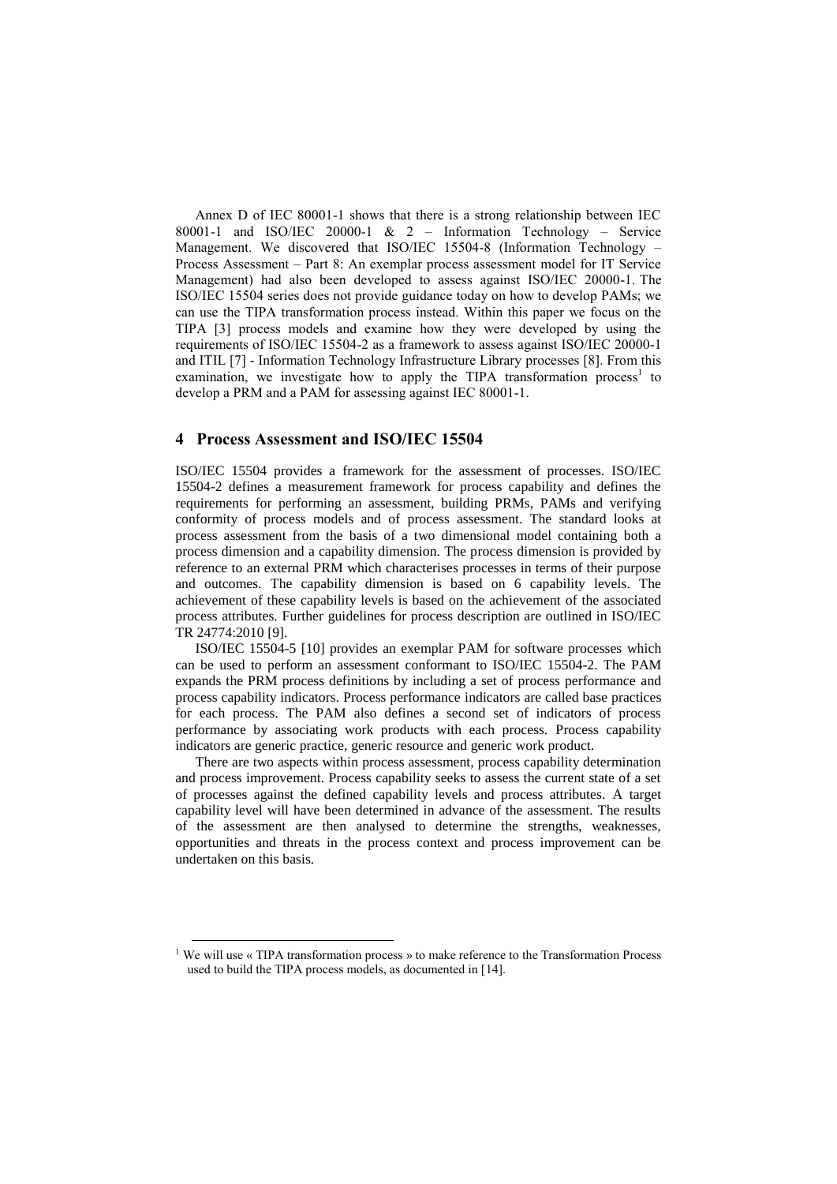Annex D of IEC 80001-1 shows that there is a strong relationship between IEC 80001-1 and ISO/IEC 20000-1 & 2 – Information Technology – Service Management. We discovered that ISO/IEC 15504-8 (Information Technology – Process Assessment – Part 8: An exemplar process assessment model for IT Service Management) had also been developed to assess against ISO/IEC 20000-1. The ISO/IEC 15504 series does not provide guidance today on how to develop PAMs; we can use the TIPA transformation process instead. Within this paper we focus on the TIPA [3] process models and examine how they were developed by using the requirements of ISO/IEC 15504-2 as a framework to assess against ISO/IEC 20000-1 and ITIL [7] - Information Technology Infrastructure Library processes [8]. From this examination, we investigate how to apply the TIPA transformation process[1] to develop a PRM and a PAM for assessing against IEC 80001-1.

## 4 Process Assessment and ISO/IEC 15504

ISO/IEC 15504 provides a framework for the assessment of processes. ISO/IEC 15504-2 defines a measurement framework for process capability and defines the requirements for performing an assessment, building PRMs, PAMs and verifying conformity of process models and of process assessment. The standard looks at process assessment from the basis of a two dimensional model containing both a process dimension and a capability dimension. The process dimension is provided by reference to an external PRM which characterises processes in terms of their purpose and outcomes. The capability dimension is based on 6 capability levels. The achievement of these capability levels is based on the achievement of the associated process attributes. Further guidelines for process description are outlined in ISO/IEC TR 24774:2010 [9].

ISO/IEC 15504-5 [10] provides an exemplar PAM for software processes which can be used to perform an assessment conformant to ISO/IEC 15504-2. The PAM expands the PRM process definitions by including a set of process performance and process capability indicators. Process performance indicators are called base practices for each process. The PAM also defines a second set of indicators of process performance by associating work products with each process. Process capability indicators are generic practice, generic resource and generic work product.

There are two aspects within process assessment, process capability determination and process improvement. Process capability seeks to assess the current state of a set of processes against the defined capability levels and process attributes. A target capability level will have been determined in advance of the assessment. The results of the assessment are then analysed to determine the strengths, weaknesses, opportunities and threats in the process context and process improvement can be undertaken on this basis.

[1] We will use « TIPA transformation process » to make reference to the Transformation Process used to build the TIPA process models, as documented in [14].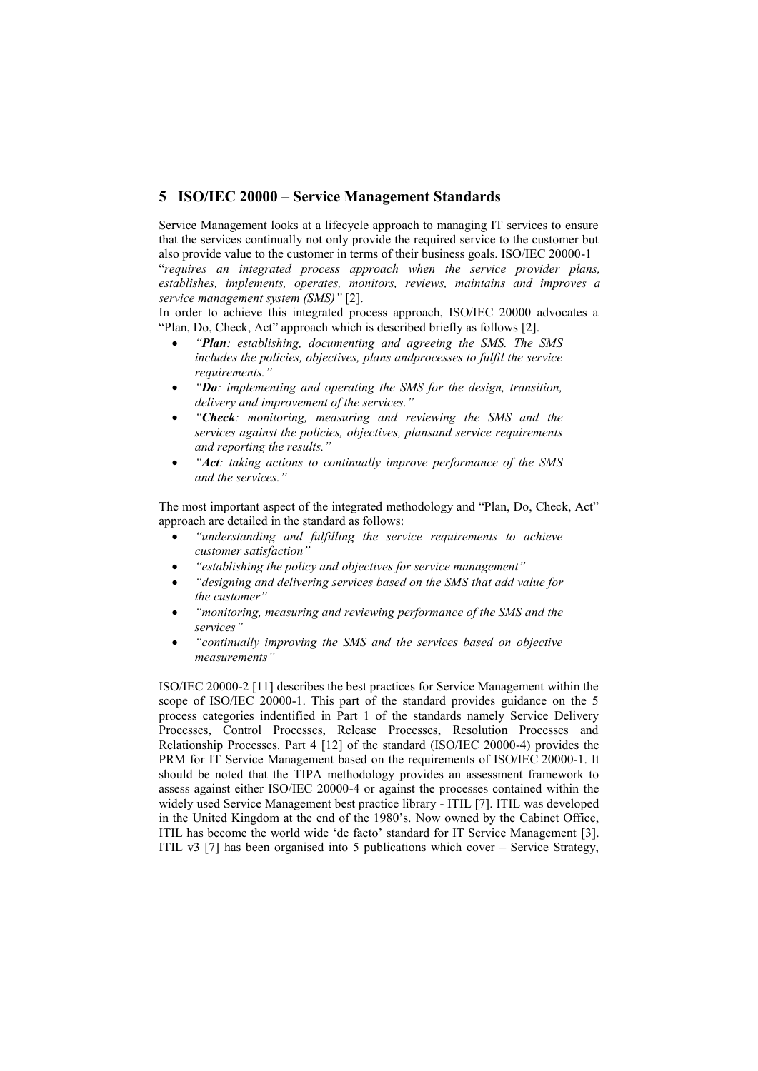## 5 ISO/IEC 20000 – Service Management Standards

Service Management looks at a lifecycle approach to managing IT services to ensure that the services continually not only provide the required service to the customer but also provide value to the customer in terms of their business goals. ISO/IEC 20000-1 "*requires an integrated process approach when the service provider plans, establishes, implements, operates, monitors, reviews, maintains and improves a service management system (SMS)"* [2].

In order to achieve this integrated process approach, ISO/IEC 20000 advocates a "Plan, Do, Check, Act" approach which is described briefly as follows [2].

- *"**Plan**: establishing, documenting and agreeing the SMS. The SMS includes the policies, objectives, plans andprocesses to fulfil the service requirements."*
- *"**Do**: implementing and operating the SMS for the design, transition, delivery and improvement of the services."*
- *"**Check**: monitoring, measuring and reviewing the SMS and the services against the policies, objectives, plansand service requirements and reporting the results."*
- *"**Act**: taking actions to continually improve performance of the SMS and the services."*

The most important aspect of the integrated methodology and "Plan, Do, Check, Act" approach are detailed in the standard as follows:

- *"understanding and fulfilling the service requirements to achieve customer satisfaction"*
- *"establishing the policy and objectives for service management"*
- *"designing and delivering services based on the SMS that add value for the customer"*
- *"monitoring, measuring and reviewing performance of the SMS and the services"*
- *"continually improving the SMS and the services based on objective measurements"*

ISO/IEC 20000-2 [11] describes the best practices for Service Management within the scope of ISO/IEC 20000-1. This part of the standard provides guidance on the 5 process categories indentified in Part 1 of the standards namely Service Delivery Processes, Control Processes, Release Processes, Resolution Processes and Relationship Processes. Part 4 [12] of the standard (ISO/IEC 20000-4) provides the PRM for IT Service Management based on the requirements of ISO/IEC 20000-1. It should be noted that the TIPA methodology provides an assessment framework to assess against either ISO/IEC 20000-4 or against the processes contained within the widely used Service Management best practice library - ITIL [7]. ITIL was developed in the United Kingdom at the end of the 1980's. Now owned by the Cabinet Office, ITIL has become the world wide 'de facto' standard for IT Service Management [3]. ITIL v3 [7] has been organised into 5 publications which cover – Service Strategy,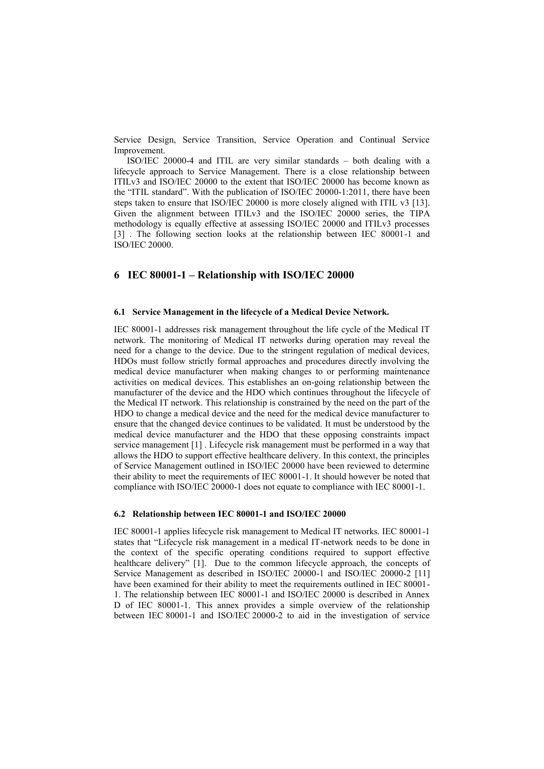Service Design, Service Transition, Service Operation and Continual Service Improvement.

ISO/IEC 20000-4 and ITIL are very similar standards – both dealing with a lifecycle approach to Service Management. There is a close relationship between ITILv3 and ISO/IEC 20000 to the extent that ISO/IEC 20000 has become known as the "ITIL standard". With the publication of ISO/IEC 20000-1:2011, there have been steps taken to ensure that ISO/IEC 20000 is more closely aligned with ITIL v3 [13]. Given the alignment between ITILv3 and the ISO/IEC 20000 series, the TIPA methodology is equally effective at assessing ISO/IEC 20000 and ITILv3 processes [3] . The following section looks at the relationship between IEC 80001-1 and ISO/IEC 20000.

## 6 IEC 80001-1 – Relationship with ISO/IEC 20000

### 6.1 Service Management in the lifecycle of a Medical Device Network.

IEC 80001-1 addresses risk management throughout the life cycle of the Medical IT network. The monitoring of Medical IT networks during operation may reveal the need for a change to the device. Due to the stringent regulation of medical devices, HDOs must follow strictly formal approaches and procedures directly involving the medical device manufacturer when making changes to or performing maintenance activities on medical devices. This establishes an on-going relationship between the manufacturer of the device and the HDO which continues throughout the lifecycle of the Medical IT network. This relationship is constrained by the need on the part of the HDO to change a medical device and the need for the medical device manufacturer to ensure that the changed device continues to be validated. It must be understood by the medical device manufacturer and the HDO that these opposing constraints impact service management [1] . Lifecycle risk management must be performed in a way that allows the HDO to support effective healthcare delivery. In this context, the principles of Service Management outlined in ISO/IEC 20000 have been reviewed to determine their ability to meet the requirements of IEC 80001-1. It should however be noted that compliance with ISO/IEC 20000-1 does not equate to compliance with IEC 80001-1.

### 6.2 Relationship between IEC 80001-1 and ISO/IEC 20000

IEC 80001-1 applies lifecycle risk management to Medical IT networks. IEC 80001-1 states that "Lifecycle risk management in a medical IT-network needs to be done in the context of the specific operating conditions required to support effective healthcare delivery" [1]. Due to the common lifecycle approach, the concepts of Service Management as described in ISO/IEC 20000-1 and ISO/IEC 20000-2 [11] have been examined for their ability to meet the requirements outlined in IEC 80001-1. The relationship between IEC 80001-1 and ISO/IEC 20000 is described in Annex D of IEC 80001-1. This annex provides a simple overview of the relationship between IEC 80001-1 and ISO/IEC 20000-2 to aid in the investigation of service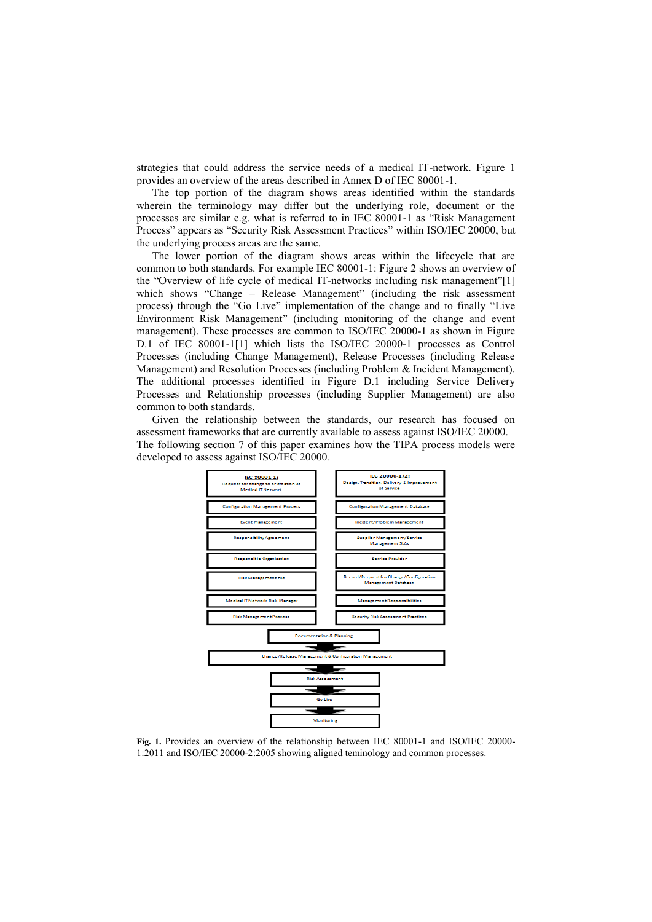strategies that could address the service needs of a medical IT-network. Figure 1 provides an overview of the areas described in Annex D of IEC 80001-1.

The top portion of the diagram shows areas identified within the standards wherein the terminology may differ but the underlying role, document or the processes are similar e.g. what is referred to in IEC 80001-1 as "Risk Management Process" appears as "Security Risk Assessment Practices" within ISO/IEC 20000, but the underlying process areas are the same.

The lower portion of the diagram shows areas within the lifecycle that are common to both standards. For example IEC 80001-1: Figure 2 shows an overview of the "Overview of life cycle of medical IT-networks including risk management"[1] which shows "Change – Release Management" (including the risk assessment process) through the "Go Live" implementation of the change and to finally "Live Environment Risk Management" (including monitoring of the change and event management). These processes are common to ISO/IEC 20000-1 as shown in Figure D.1 of IEC 80001-1[1] which lists the ISO/IEC 20000-1 processes as Control Processes (including Change Management), Release Processes (including Release Management) and Resolution Processes (including Problem & Incident Management). The additional processes identified in Figure D.1 including Service Delivery Processes and Relationship processes (including Supplier Management) are also common to both standards.

Given the relationship between the standards, our research has focused on assessment frameworks that are currently available to assess against ISO/IEC 20000. The following section 7 of this paper examines how the TIPA process models were developed to assess against ISO/IEC 20000.

| IEC 80001-1: Request for change to or creation of Medical IT Network | IEC 20000-1/2: Design, Transition, Delivery & Improvement of Service |
|---|---|
| Configuration Management Process | Configuration Management Database |
| Event Management | Incident/Problem Management |
| Responsibility Agreement | Supplier Management/Service Management SLAs |
| Responsible Organization | Service Provider |
| Risk Management File | Record/Request for Change/Configuration Management Database |
| Medical IT Network Risk Manager | Management Responsibilities |
| Risk Management Process | Security Risk Assessment Practices |

Documentation & Planning → Change/Release Management & Configuration Management → Risk Assessment → Go Live → Monitoring

**Fig. 1.** Provides an overview of the relationship between IEC 80001-1 and ISO/IEC 20000-1:2011 and ISO/IEC 20000-2:2005 showing aligned teminology and common processes.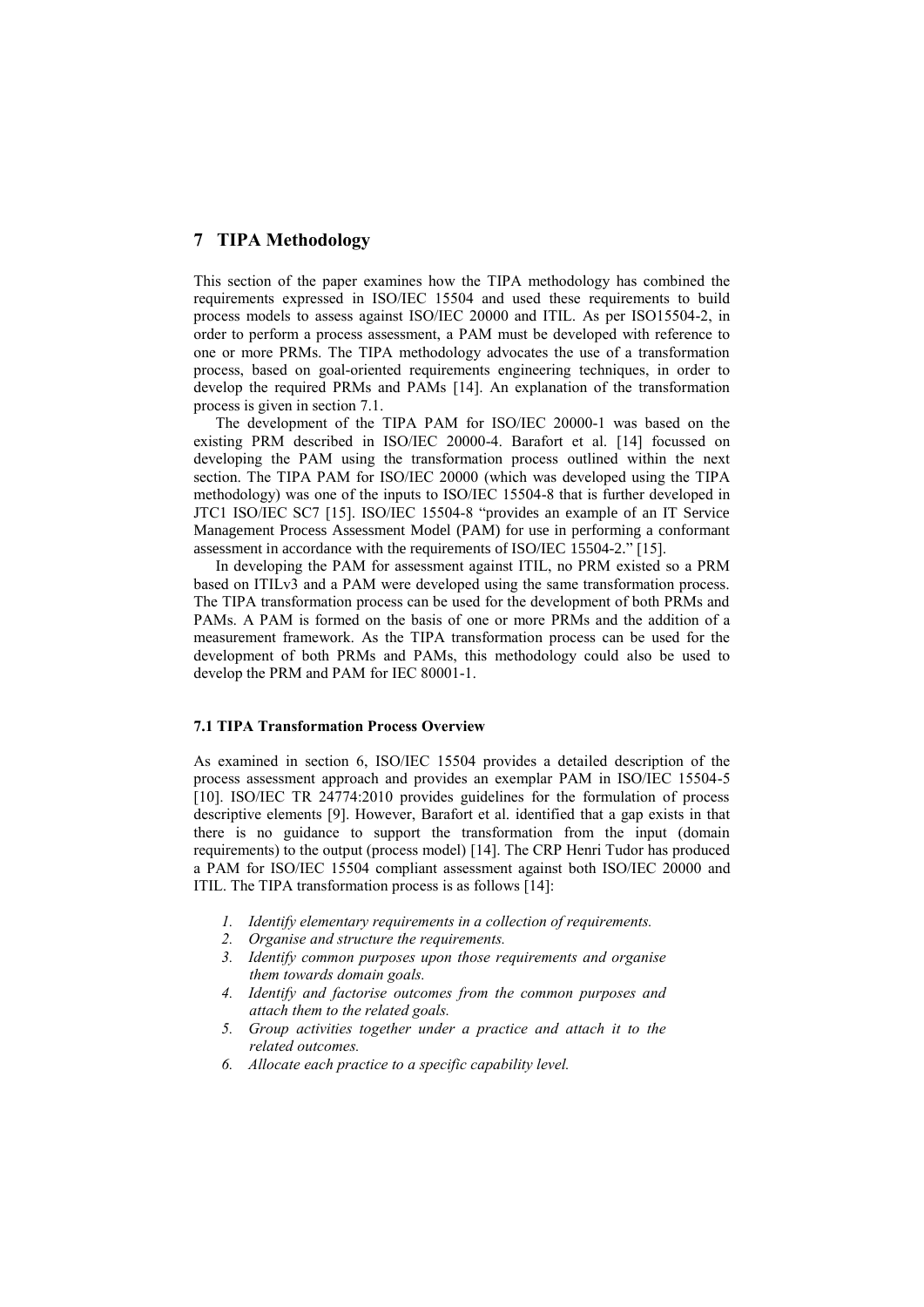## 7 TIPA Methodology

This section of the paper examines how the TIPA methodology has combined the requirements expressed in ISO/IEC 15504 and used these requirements to build process models to assess against ISO/IEC 20000 and ITIL. As per ISO15504-2, in order to perform a process assessment, a PAM must be developed with reference to one or more PRMs. The TIPA methodology advocates the use of a transformation process, based on goal-oriented requirements engineering techniques, in order to develop the required PRMs and PAMs [14]. An explanation of the transformation process is given in section 7.1.

The development of the TIPA PAM for ISO/IEC 20000-1 was based on the existing PRM described in ISO/IEC 20000-4. Barafort et al. [14] focussed on developing the PAM using the transformation process outlined within the next section. The TIPA PAM for ISO/IEC 20000 (which was developed using the TIPA methodology) was one of the inputs to ISO/IEC 15504-8 that is further developed in JTC1 ISO/IEC SC7 [15]. ISO/IEC 15504-8 "provides an example of an IT Service Management Process Assessment Model (PAM) for use in performing a conformant assessment in accordance with the requirements of ISO/IEC 15504-2." [15].

In developing the PAM for assessment against ITIL, no PRM existed so a PRM based on ITILv3 and a PAM were developed using the same transformation process. The TIPA transformation process can be used for the development of both PRMs and PAMs. A PAM is formed on the basis of one or more PRMs and the addition of a measurement framework. As the TIPA transformation process can be used for the development of both PRMs and PAMs, this methodology could also be used to develop the PRM and PAM for IEC 80001-1.

#### 7.1 TIPA Transformation Process Overview

As examined in section 6, ISO/IEC 15504 provides a detailed description of the process assessment approach and provides an exemplar PAM in ISO/IEC 15504-5 [10]. ISO/IEC TR 24774:2010 provides guidelines for the formulation of process descriptive elements [9]. However, Barafort et al. identified that a gap exists in that there is no guidance to support the transformation from the input (domain requirements) to the output (process model) [14]. The CRP Henri Tudor has produced a PAM for ISO/IEC 15504 compliant assessment against both ISO/IEC 20000 and ITIL. The TIPA transformation process is as follows [14]:

1. *Identify elementary requirements in a collection of requirements.*
2. *Organise and structure the requirements.*
3. *Identify common purposes upon those requirements and organise them towards domain goals.*
4. *Identify and factorise outcomes from the common purposes and attach them to the related goals.*
5. *Group activities together under a practice and attach it to the related outcomes.*
6. *Allocate each practice to a specific capability level.*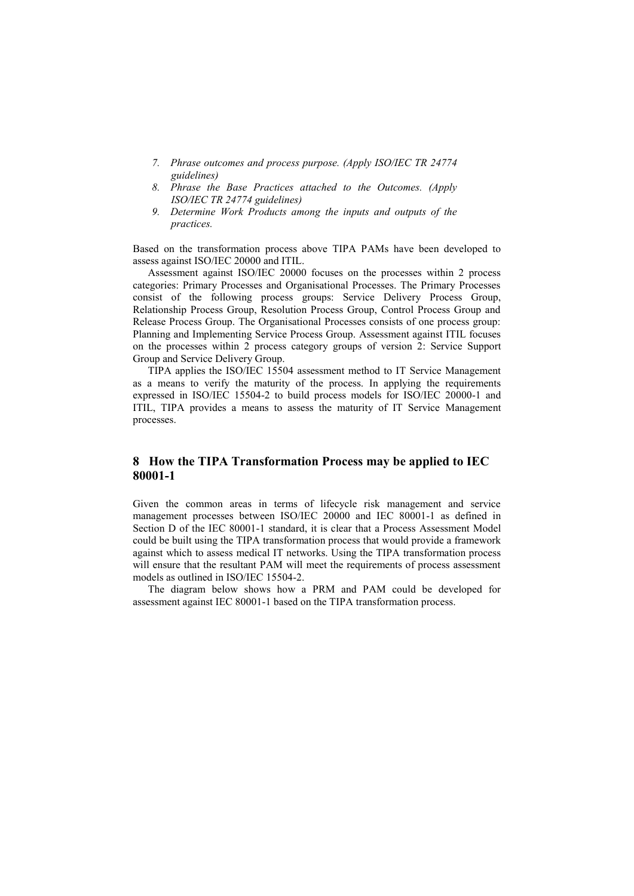7. *Phrase outcomes and process purpose. (Apply ISO/IEC TR 24774 guidelines)*
8. *Phrase the Base Practices attached to the Outcomes. (Apply ISO/IEC TR 24774 guidelines)*
9. *Determine Work Products among the inputs and outputs of the practices.*

Based on the transformation process above TIPA PAMs have been developed to assess against ISO/IEC 20000 and ITIL.

Assessment against ISO/IEC 20000 focuses on the processes within 2 process categories: Primary Processes and Organisational Processes. The Primary Processes consist of the following process groups: Service Delivery Process Group, Relationship Process Group, Resolution Process Group, Control Process Group and Release Process Group. The Organisational Processes consists of one process group: Planning and Implementing Service Process Group. Assessment against ITIL focuses on the processes within 2 process category groups of version 2: Service Support Group and Service Delivery Group.

TIPA applies the ISO/IEC 15504 assessment method to IT Service Management as a means to verify the maturity of the process. In applying the requirements expressed in ISO/IEC 15504-2 to build process models for ISO/IEC 20000-1 and ITIL, TIPA provides a means to assess the maturity of IT Service Management processes.

## 8 How the TIPA Transformation Process may be applied to IEC 80001-1

Given the common areas in terms of lifecycle risk management and service management processes between ISO/IEC 20000 and IEC 80001-1 as defined in Section D of the IEC 80001-1 standard, it is clear that a Process Assessment Model could be built using the TIPA transformation process that would provide a framework against which to assess medical IT networks. Using the TIPA transformation process will ensure that the resultant PAM will meet the requirements of process assessment models as outlined in ISO/IEC 15504-2.

The diagram below shows how a PRM and PAM could be developed for assessment against IEC 80001-1 based on the TIPA transformation process.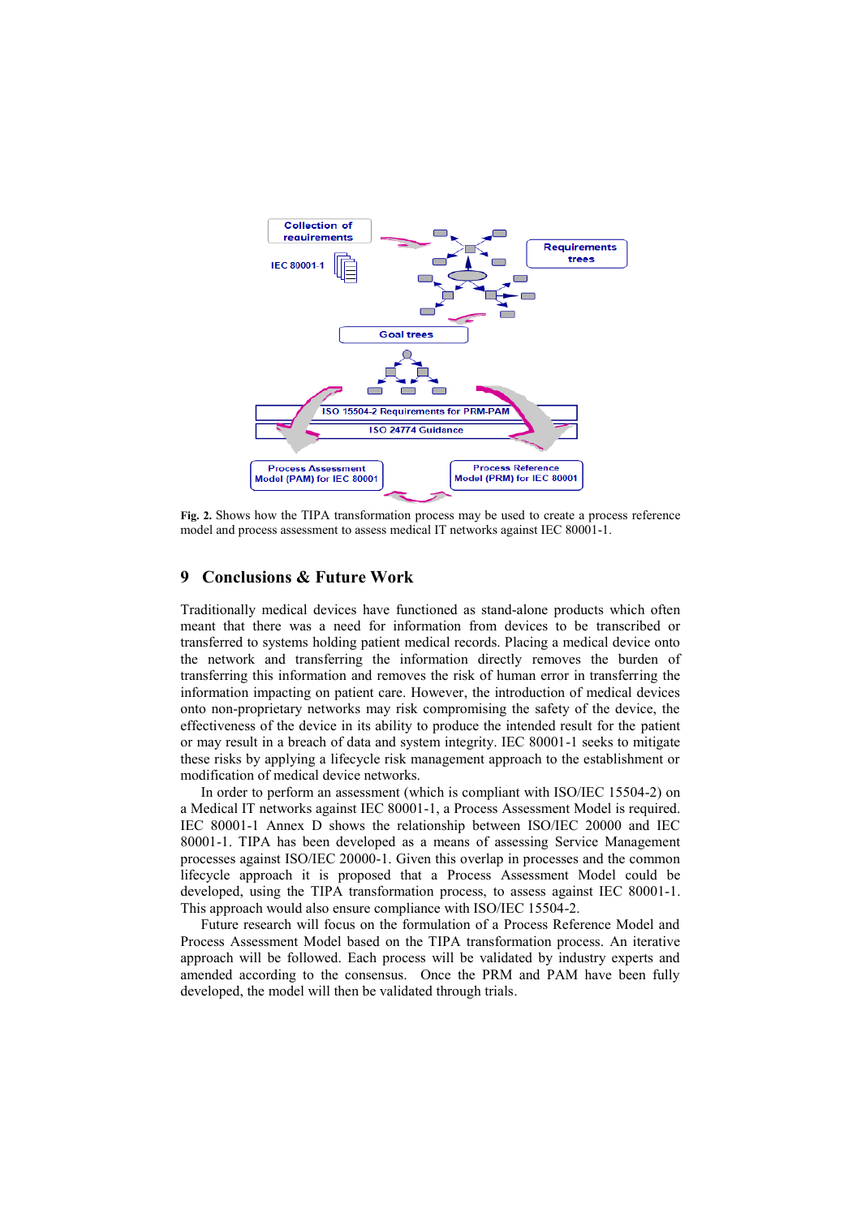**Fig. 2.** Shows how the TIPA transformation process may be used to create a process reference model and process assessment to assess medical IT networks against IEC 80001-1.

## 9 Conclusions & Future Work

Traditionally medical devices have functioned as stand-alone products which often meant that there was a need for information from devices to be transcribed or transferred to systems holding patient medical records. Placing a medical device onto the network and transferring the information directly removes the burden of transferring this information and removes the risk of human error in transferring the information impacting on patient care. However, the introduction of medical devices onto non-proprietary networks may risk compromising the safety of the device, the effectiveness of the device in its ability to produce the intended result for the patient or may result in a breach of data and system integrity. IEC 80001-1 seeks to mitigate these risks by applying a lifecycle risk management approach to the establishment or modification of medical device networks.

In order to perform an assessment (which is compliant with ISO/IEC 15504-2) on a Medical IT networks against IEC 80001-1, a Process Assessment Model is required. IEC 80001-1 Annex D shows the relationship between ISO/IEC 20000 and IEC 80001-1. TIPA has been developed as a means of assessing Service Management processes against ISO/IEC 20000-1. Given this overlap in processes and the common lifecycle approach it is proposed that a Process Assessment Model could be developed, using the TIPA transformation process, to assess against IEC 80001-1. This approach would also ensure compliance with ISO/IEC 15504-2.

Future research will focus on the formulation of a Process Reference Model and Process Assessment Model based on the TIPA transformation process. An iterative approach will be followed. Each process will be validated by industry experts and amended according to the consensus. Once the PRM and PAM have been fully developed, the model will then be validated through trials.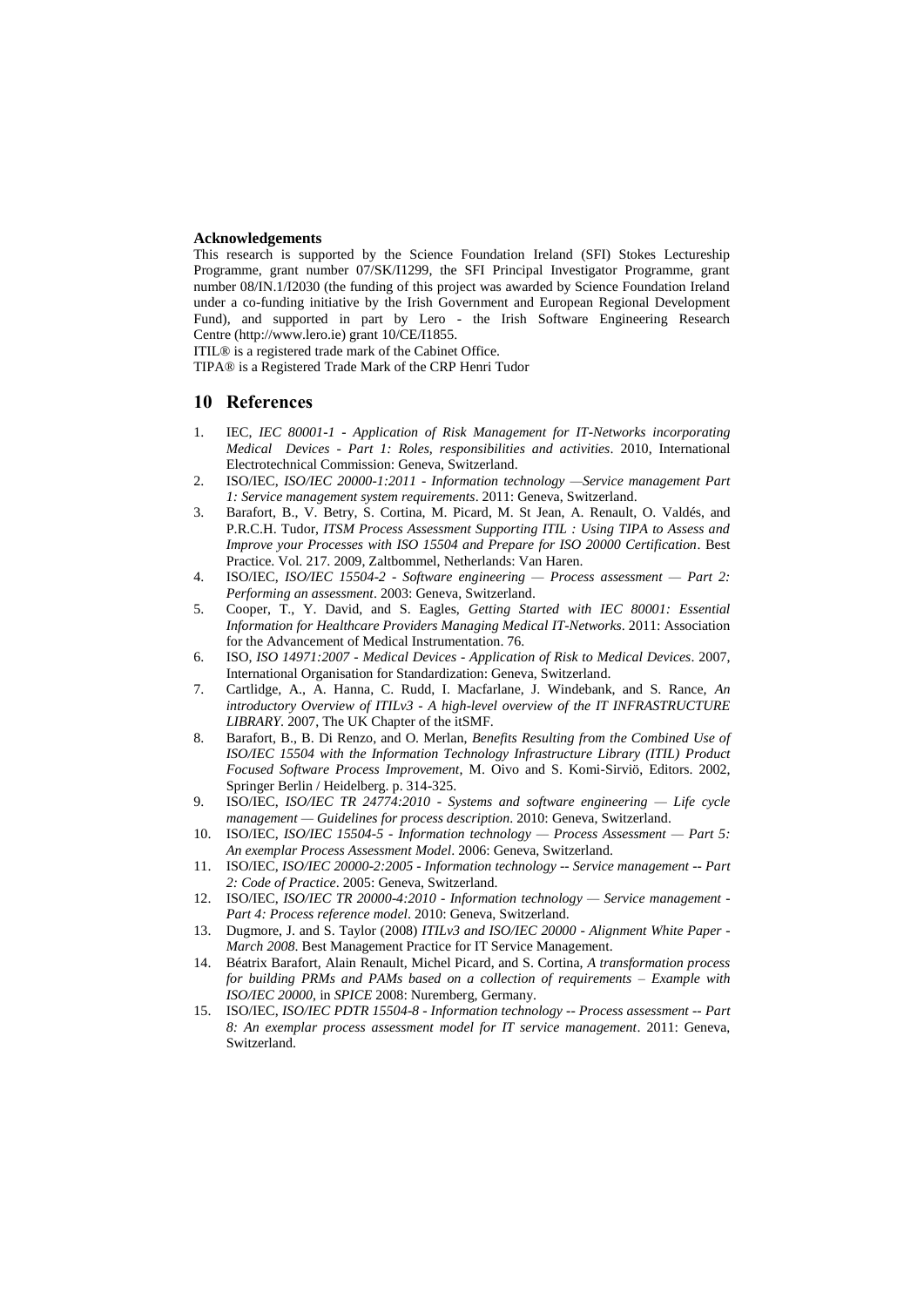**Acknowledgements**

This research is supported by the Science Foundation Ireland (SFI) Stokes Lectureship Programme, grant number 07/SK/I1299, the SFI Principal Investigator Programme, grant number 08/IN.1/I2030 (the funding of this project was awarded by Science Foundation Ireland under a co-funding initiative by the Irish Government and European Regional Development Fund), and supported in part by Lero - the Irish Software Engineering Research Centre (http://www.lero.ie) grant 10/CE/I1855.

ITIL® is a registered trade mark of the Cabinet Office.

TIPA® is a Registered Trade Mark of the CRP Henri Tudor

## 10 References

1. IEC, *IEC 80001-1 - Application of Risk Management for IT-Networks incorporating Medical Devices - Part 1: Roles, responsibilities and activities*. 2010, International Electrotechnical Commission: Geneva, Switzerland.
2. ISO/IEC, *ISO/IEC 20000-1:2011 - Information technology —Service management Part 1: Service management system requirements*. 2011: Geneva, Switzerland.
3. Barafort, B., V. Betry, S. Cortina, M. Picard, M. St Jean, A. Renault, O. Valdés, and P.R.C.H. Tudor, *ITSM Process Assessment Supporting ITIL : Using TIPA to Assess and Improve your Processes with ISO 15504 and Prepare for ISO 20000 Certification*. Best Practice. Vol. 217. 2009, Zaltbommel, Netherlands: Van Haren.
4. ISO/IEC, *ISO/IEC 15504-2 - Software engineering — Process assessment — Part 2: Performing an assessment*. 2003: Geneva, Switzerland.
5. Cooper, T., Y. David, and S. Eagles, *Getting Started with IEC 80001: Essential Information for Healthcare Providers Managing Medical IT-Networks*. 2011: Association for the Advancement of Medical Instrumentation. 76.
6. ISO, *ISO 14971:2007 - Medical Devices - Application of Risk to Medical Devices*. 2007, International Organisation for Standardization: Geneva, Switzerland.
7. Cartlidge, A., A. Hanna, C. Rudd, I. Macfarlane, J. Windebank, and S. Rance, *An introductory Overview of ITILv3 - A high-level overview of the IT INFRASTRUCTURE LIBRARY*. 2007, The UK Chapter of the itSMF.
8. Barafort, B., B. Di Renzo, and O. Merlan, *Benefits Resulting from the Combined Use of ISO/IEC 15504 with the Information Technology Infrastructure Library (ITIL) Product Focused Software Process Improvement*, M. Oivo and S. Komi-Sirviö, Editors. 2002, Springer Berlin / Heidelberg. p. 314-325.
9. ISO/IEC, *ISO/IEC TR 24774:2010 - Systems and software engineering — Life cycle management — Guidelines for process description*. 2010: Geneva, Switzerland.
10. ISO/IEC, *ISO/IEC 15504-5 - Information technology — Process Assessment — Part 5: An exemplar Process Assessment Model*. 2006: Geneva, Switzerland.
11. ISO/IEC, *ISO/IEC 20000-2:2005 - Information technology -- Service management -- Part 2: Code of Practice*. 2005: Geneva, Switzerland.
12. ISO/IEC, *ISO/IEC TR 20000-4:2010 - Information technology — Service management - Part 4: Process reference model*. 2010: Geneva, Switzerland.
13. Dugmore, J. and S. Taylor (2008) *ITILv3 and ISO/IEC 20000 - Alignment White Paper - March 2008*. Best Management Practice for IT Service Management.
14. Béatrix Barafort, Alain Renault, Michel Picard, and S. Cortina, *A transformation process for building PRMs and PAMs based on a collection of requirements – Example with ISO/IEC 20000*, in *SPICE* 2008: Nuremberg, Germany.
15. ISO/IEC, *ISO/IEC PDTR 15504-8 - Information technology -- Process assessment -- Part 8: An exemplar process assessment model for IT service management*. 2011: Geneva, Switzerland.